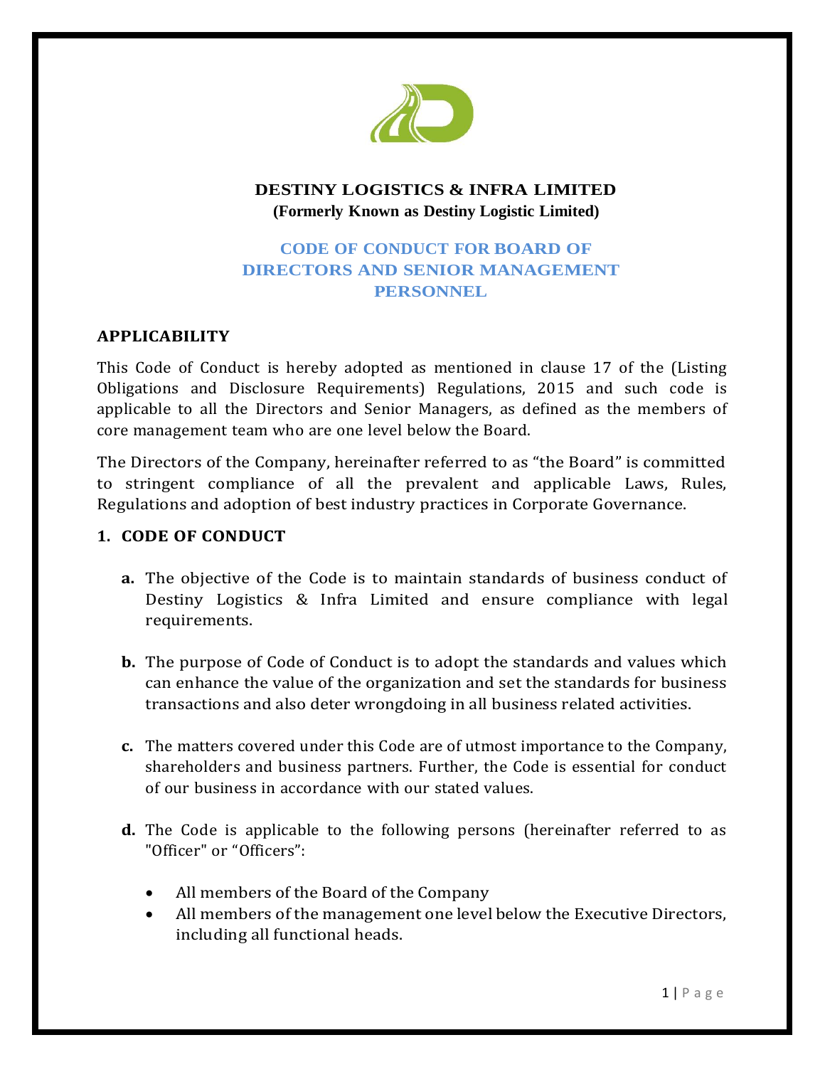# DESTINY LOGISTICS & INFRA LIMITED

**(Formerly Known as Destiny Logistic Limited)**

## CODE OF CONDUCT FOR BOARD OF DIRECTORS AND SENIOR MANAGEMENT PERSONNEL

### APPLICABILITY

This Code of Conduct is hereby adopted as mentioned in clause 17 of the (Listing Obligations and Disclosure Requirements) Regulations, 2015 and such code is applicable to all the Directors and Senior Managers, as defined as the members of core management team who are one level below the Board.

The Directors of the Company, hereinafter referred to as "the Board" is committed to stringent compliance of all the prevalent and applicable Laws, Rules, Regulations and adoption of best industry practices in Corporate Governance.

### 1. CODE OF CONDUCT

**a.** The objective of the Code is to maintain standards of business conduct of Destiny Logistics & Infra Limited and ensure compliance with legal requirements.

**b.** The purpose of Code of Conduct is to adopt the standards and values which can enhance the value of the organization and set the standards for business transactions and also deter wrongdoing in all business related activities.

**c.** The matters covered under this Code are of utmost importance to the Company, shareholders and business partners. Further, the Code is essential for conduct of our business in accordance with our stated values.

**d.** The Code is applicable to the following persons (hereinafter referred to as "Officer" or "Officers":

- All members of the Board of the Company
- All members of the management one level below the Executive Directors, including all functional heads.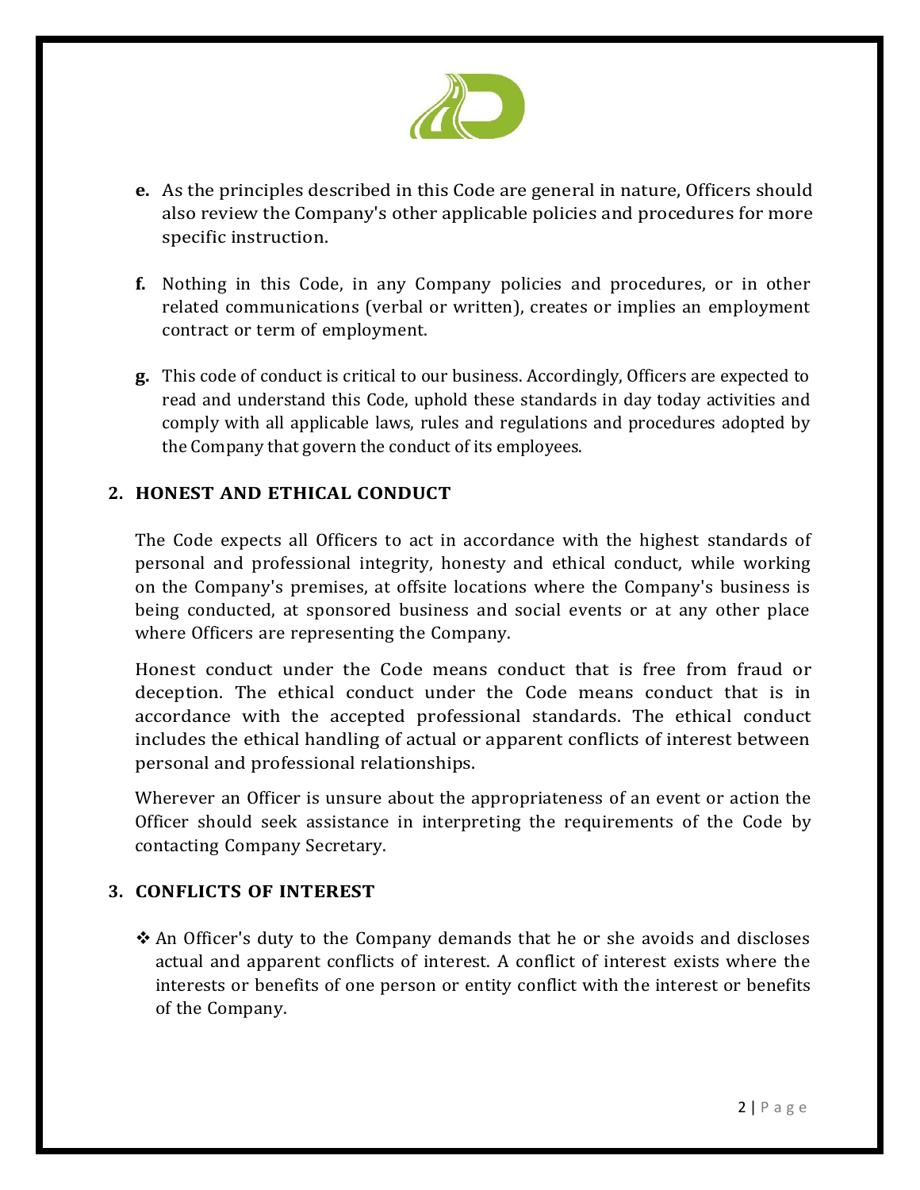**e.** As the principles described in this Code are general in nature, Officers should also review the Company's other applicable policies and procedures for more specific instruction.

**f.** Nothing in this Code, in any Company policies and procedures, or in other related communications (verbal or written), creates or implies an employment contract or term of employment.

**g.** This code of conduct is critical to our business. Accordingly, Officers are expected to read and understand this Code, uphold these standards in day today activities and comply with all applicable laws, rules and regulations and procedures adopted by the Company that govern the conduct of its employees.

## 2. HONEST AND ETHICAL CONDUCT

The Code expects all Officers to act in accordance with the highest standards of personal and professional integrity, honesty and ethical conduct, while working on the Company's premises, at offsite locations where the Company's business is being conducted, at sponsored business and social events or at any other place where Officers are representing the Company.

Honest conduct under the Code means conduct that is free from fraud or deception. The ethical conduct under the Code means conduct that is in accordance with the accepted professional standards. The ethical conduct includes the ethical handling of actual or apparent conflicts of interest between personal and professional relationships.

Wherever an Officer is unsure about the appropriateness of an event or action the Officer should seek assistance in interpreting the requirements of the Code by contacting Company Secretary.

## 3. CONFLICTS OF INTEREST

- An Officer's duty to the Company demands that he or she avoids and discloses actual and apparent conflicts of interest. A conflict of interest exists where the interests or benefits of one person or entity conflict with the interest or benefits of the Company.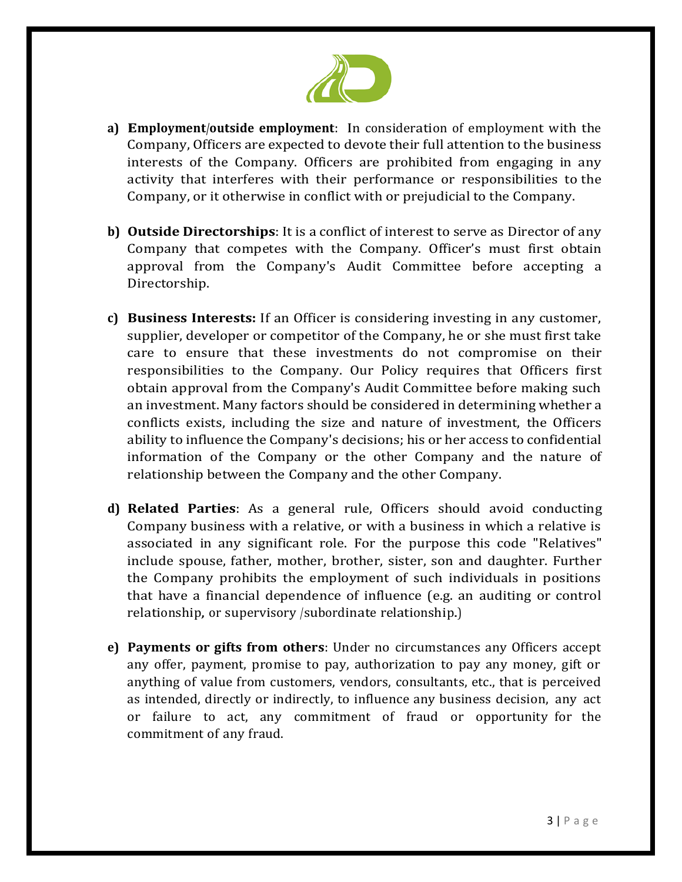a) **Employment/outside employment**: In consideration of employment with the Company, Officers are expected to devote their full attention to the business interests of the Company. Officers are prohibited from engaging in any activity that interferes with their performance or responsibilities to the Company, or it otherwise in conflict with or prejudicial to the Company.

b) **Outside Directorships**: It is a conflict of interest to serve as Director of any Company that competes with the Company. Officer's must first obtain approval from the Company's Audit Committee before accepting a Directorship.

c) **Business Interests:** If an Officer is considering investing in any customer, supplier, developer or competitor of the Company, he or she must first take care to ensure that these investments do not compromise on their responsibilities to the Company. Our Policy requires that Officers first obtain approval from the Company's Audit Committee before making such an investment. Many factors should be considered in determining whether a conflicts exists, including the size and nature of investment, the Officers ability to influence the Company's decisions; his or her access to confidential information of the Company or the other Company and the nature of relationship between the Company and the other Company.

d) **Related Parties**: As a general rule, Officers should avoid conducting Company business with a relative, or with a business in which a relative is associated in any significant role. For the purpose this code "Relatives" include spouse, father, mother, brother, sister, son and daughter. Further the Company prohibits the employment of such individuals in positions that have a financial dependence of influence (e.g. an auditing or control relationship, or supervisory /subordinate relationship.)

e) **Payments or gifts from others**: Under no circumstances any Officers accept any offer, payment, promise to pay, authorization to pay any money, gift or anything of value from customers, vendors, consultants, etc., that is perceived as intended, directly or indirectly, to influence any business decision, any act or failure to act, any commitment of fraud or opportunity for the commitment of any fraud.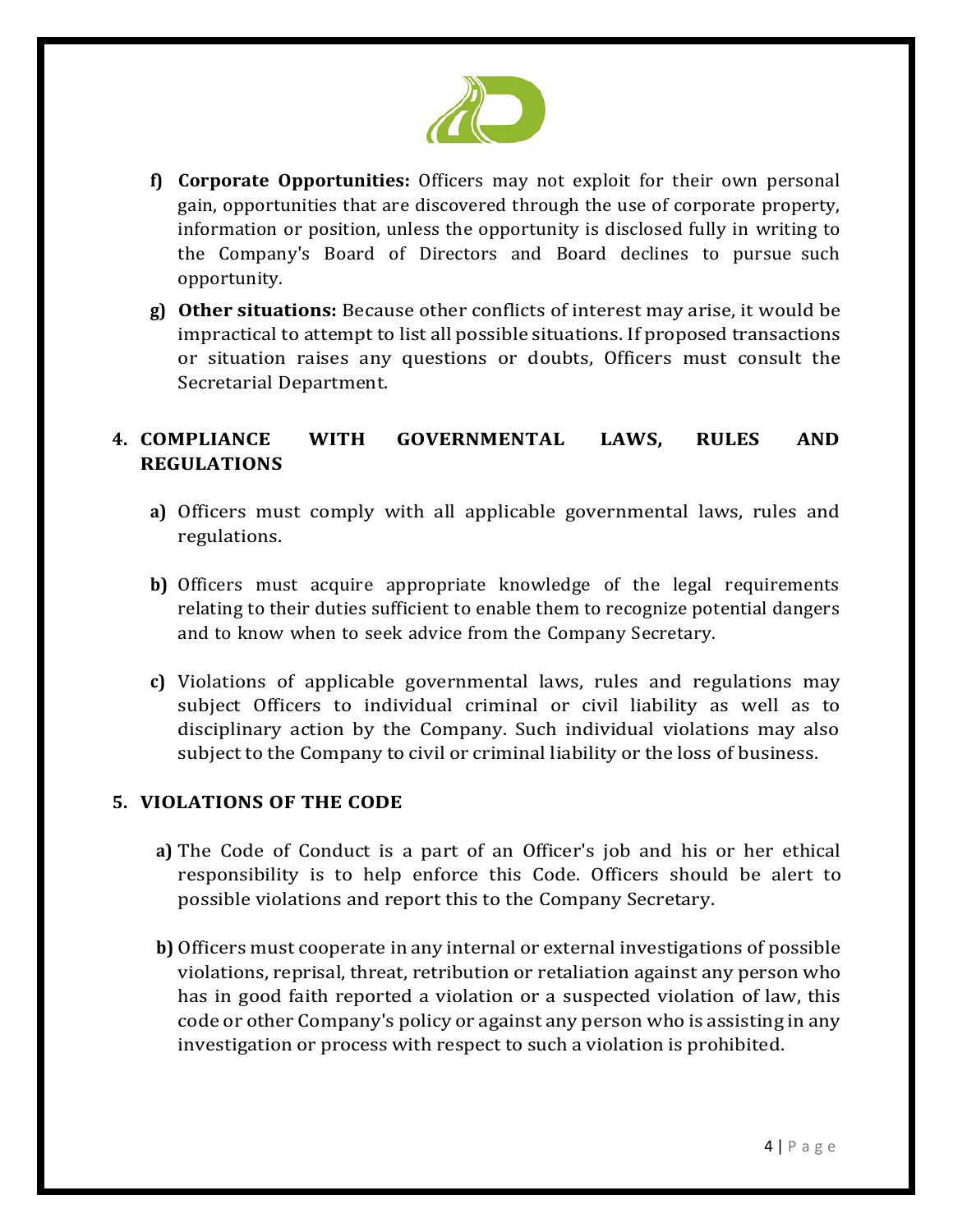f) **Corporate Opportunities:** Officers may not exploit for their own personal gain, opportunities that are discovered through the use of corporate property, information or position, unless the opportunity is disclosed fully in writing to the Company's Board of Directors and Board declines to pursue such opportunity.

g) **Other situations:** Because other conflicts of interest may arise, it would be impractical to attempt to list all possible situations. If proposed transactions or situation raises any questions or doubts, Officers must consult the Secretarial Department.

## 4. COMPLIANCE WITH GOVERNMENTAL LAWS, RULES AND REGULATIONS

a) Officers must comply with all applicable governmental laws, rules and regulations.

b) Officers must acquire appropriate knowledge of the legal requirements relating to their duties sufficient to enable them to recognize potential dangers and to know when to seek advice from the Company Secretary.

c) Violations of applicable governmental laws, rules and regulations may subject Officers to individual criminal or civil liability as well as to disciplinary action by the Company. Such individual violations may also subject to the Company to civil or criminal liability or the loss of business.

## 5. VIOLATIONS OF THE CODE

a) The Code of Conduct is a part of an Officer's job and his or her ethical responsibility is to help enforce this Code. Officers should be alert to possible violations and report this to the Company Secretary.

b) Officers must cooperate in any internal or external investigations of possible violations, reprisal, threat, retribution or retaliation against any person who has in good faith reported a violation or a suspected violation of law, this code or other Company's policy or against any person who is assisting in any investigation or process with respect to such a violation is prohibited.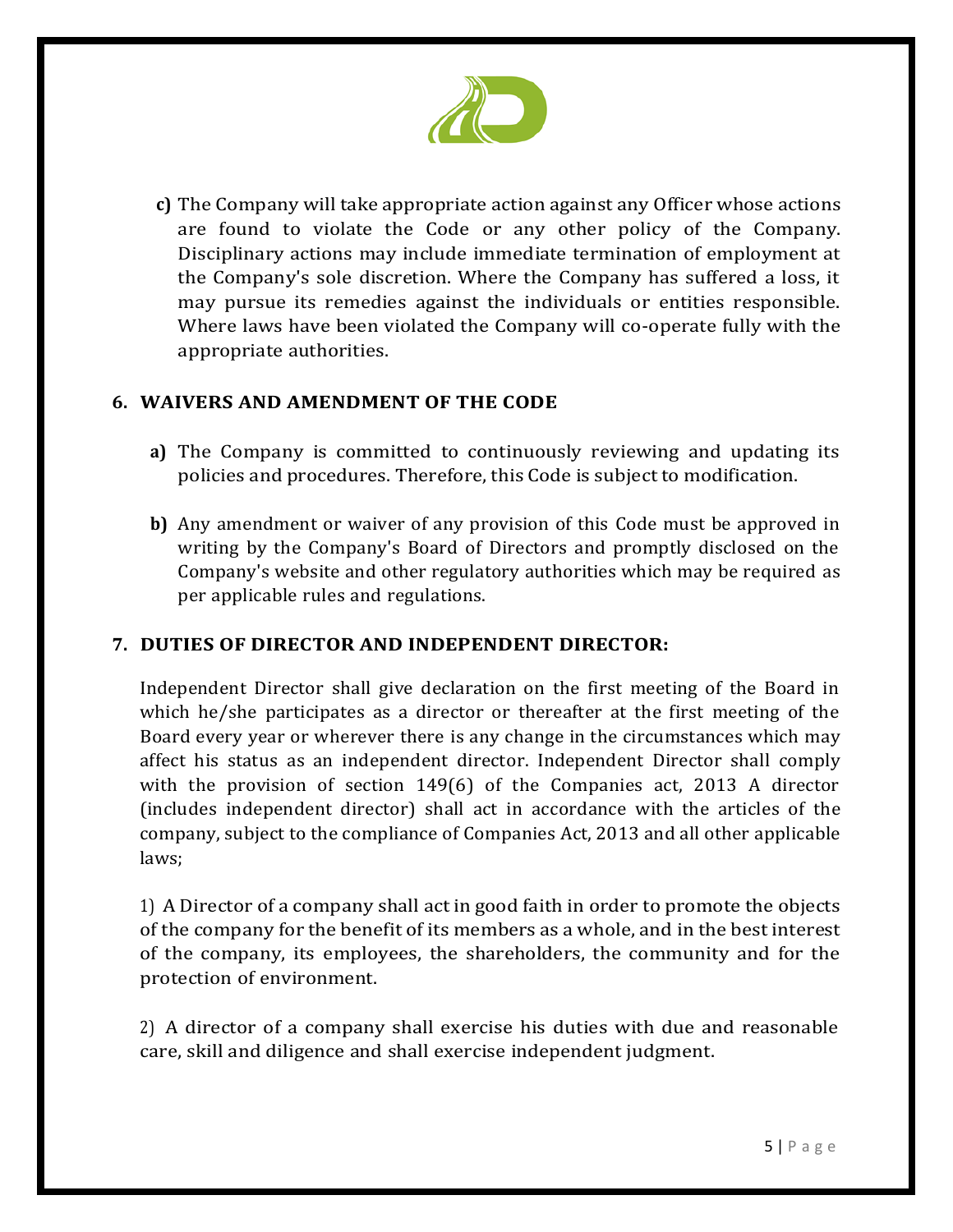**c)** The Company will take appropriate action against any Officer whose actions are found to violate the Code or any other policy of the Company. Disciplinary actions may include immediate termination of employment at the Company's sole discretion. Where the Company has suffered a loss, it may pursue its remedies against the individuals or entities responsible. Where laws have been violated the Company will co-operate fully with the appropriate authorities.

## 6. WAIVERS AND AMENDMENT OF THE CODE

**a)** The Company is committed to continuously reviewing and updating its policies and procedures. Therefore, this Code is subject to modification.

**b)** Any amendment or waiver of any provision of this Code must be approved in writing by the Company's Board of Directors and promptly disclosed on the Company's website and other regulatory authorities which may be required as per applicable rules and regulations.

## 7. DUTIES OF DIRECTOR AND INDEPENDENT DIRECTOR:

Independent Director shall give declaration on the first meeting of the Board in which he/she participates as a director or thereafter at the first meeting of the Board every year or wherever there is any change in the circumstances which may affect his status as an independent director. Independent Director shall comply with the provision of section 149(6) of the Companies act, 2013 A director (includes independent director) shall act in accordance with the articles of the company, subject to the compliance of Companies Act, 2013 and all other applicable laws;

1) A Director of a company shall act in good faith in order to promote the objects of the company for the benefit of its members as a whole, and in the best interest of the company, its employees, the shareholders, the community and for the protection of environment.

2) A director of a company shall exercise his duties with due and reasonable care, skill and diligence and shall exercise independent judgment.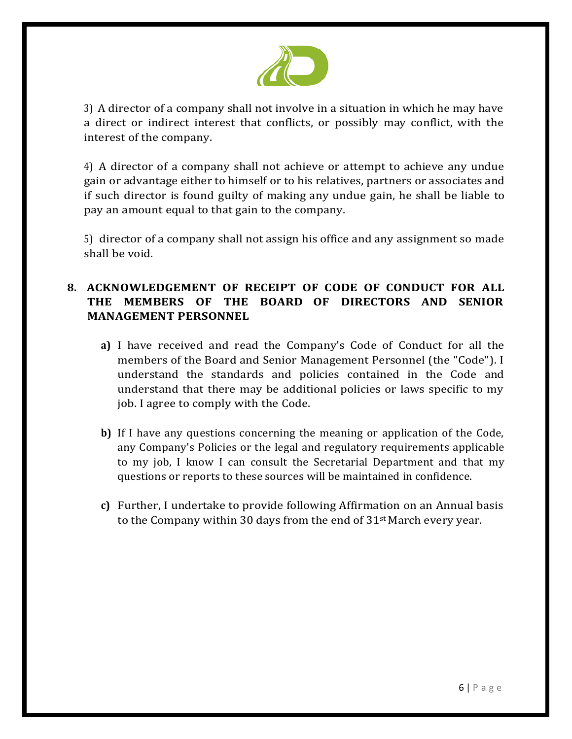3) A director of a company shall not involve in a situation in which he may have a direct or indirect interest that conflicts, or possibly may conflict, with the interest of the company.

4) A director of a company shall not achieve or attempt to achieve any undue gain or advantage either to himself or to his relatives, partners or associates and if such director is found guilty of making any undue gain, he shall be liable to pay an amount equal to that gain to the company.

5) director of a company shall not assign his office and any assignment so made shall be void.

## 8. ACKNOWLEDGEMENT OF RECEIPT OF CODE OF CONDUCT FOR ALL THE MEMBERS OF THE BOARD OF DIRECTORS AND SENIOR MANAGEMENT PERSONNEL

**a)** I have received and read the Company's Code of Conduct for all the members of the Board and Senior Management Personnel (the "Code"). I understand the standards and policies contained in the Code and understand that there may be additional policies or laws specific to my job. I agree to comply with the Code.

**b)** If I have any questions concerning the meaning or application of the Code, any Company's Policies or the legal and regulatory requirements applicable to my job, I know I can consult the Secretarial Department and that my questions or reports to these sources will be maintained in confidence.

**c)** Further, I undertake to provide following Affirmation on an Annual basis to the Company within 30 days from the end of 31st March every year.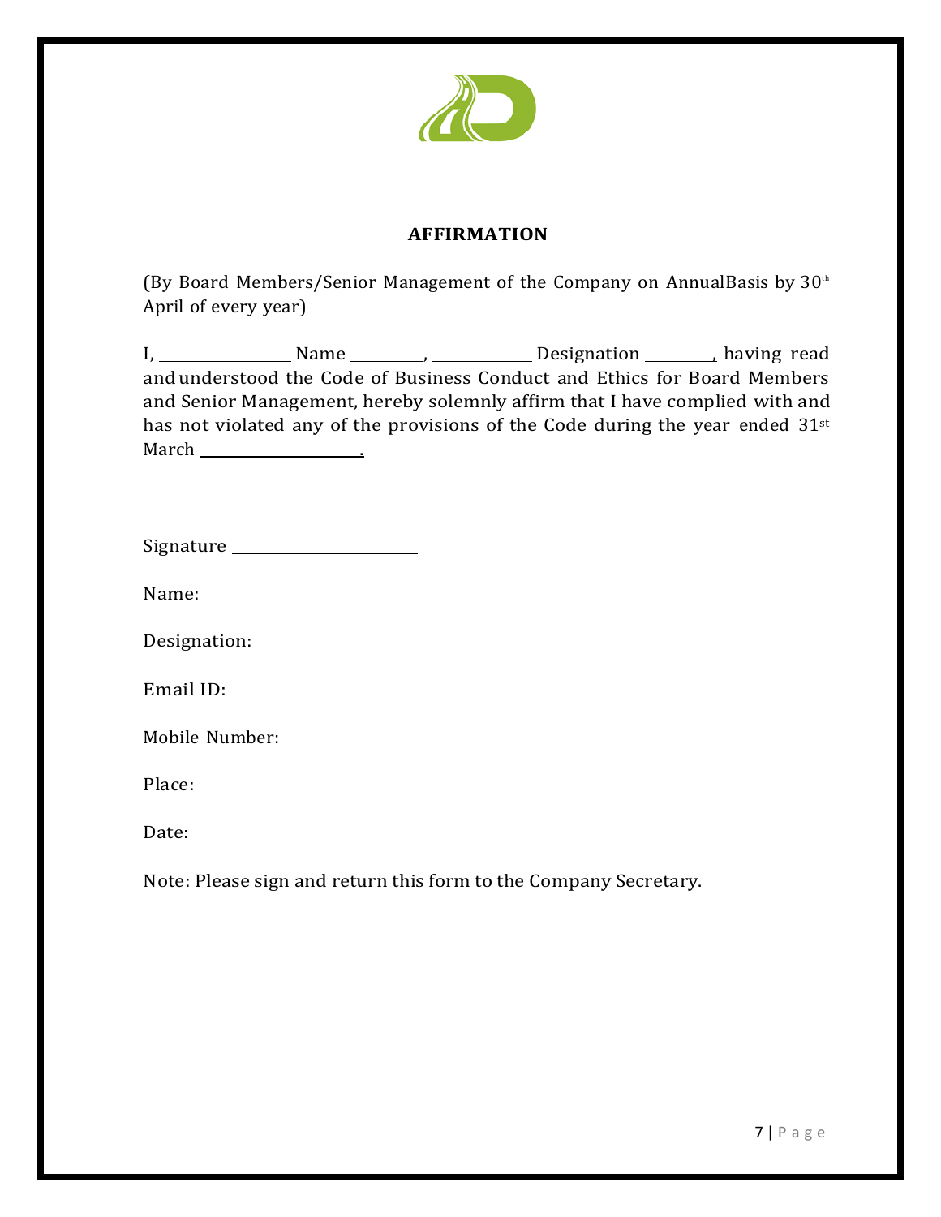# AFFIRMATION

(By Board Members/Senior Management of the Company on AnnualBasis by 30th April of every year)

I, ______________ Name ________, ___________ Designation ________, having read and understood the Code of Business Conduct and Ethics for Board Members and Senior Management, hereby solemnly affirm that I have complied with and has not violated any of the provisions of the Code during the year ended 31st March __________________.

Signature ____________________

Name:

Designation:

Email ID:

Mobile Number:

Place:

Date:

Note: Please sign and return this form to the Company Secretary.